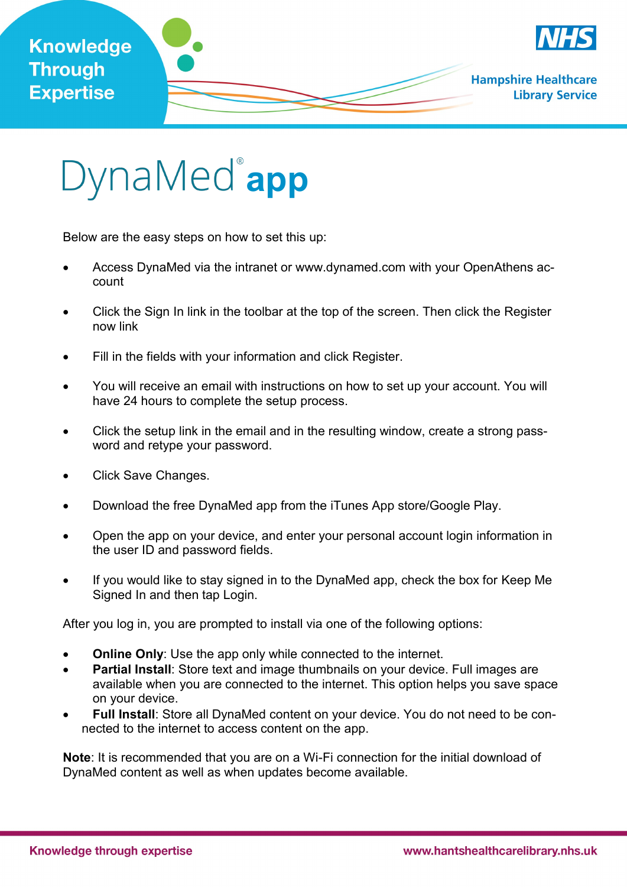Knowledge Through Expertise

NHS

Hampshire Healthcare Library Service

# DynaMed® app

Below are the easy steps on how to set this up:

- Access DynaMed via the intranet or www.dynamed.com with your OpenAthens account
- Click the Sign In link in the toolbar at the top of the screen. Then click the Register now link
- Fill in the fields with your information and click Register.
- You will receive an email with instructions on how to set up your account. You will have 24 hours to complete the setup process.
- Click the setup link in the email and in the resulting window, create a strong password and retype your password.
- Click Save Changes.
- Download the free DynaMed app from the iTunes App store/Google Play.
- Open the app on your device, and enter your personal account login information in the user ID and password fields.
- If you would like to stay signed in to the DynaMed app, check the box for Keep Me Signed In and then tap Login.

After you log in, you are prompted to install via one of the following options:

- **Online Only**: Use the app only while connected to the internet.
- **Partial Install**: Store text and image thumbnails on your device. Full images are available when you are connected to the internet. This option helps you save space on your device.
- **Full Install**: Store all DynaMed content on your device. You do not need to be connected to the internet to access content on the app.

**Note**: It is recommended that you are on a Wi-Fi connection for the initial download of DynaMed content as well as when updates become available.

Knowledge through expertise www.hantshealthcarelibrary.nhs.uk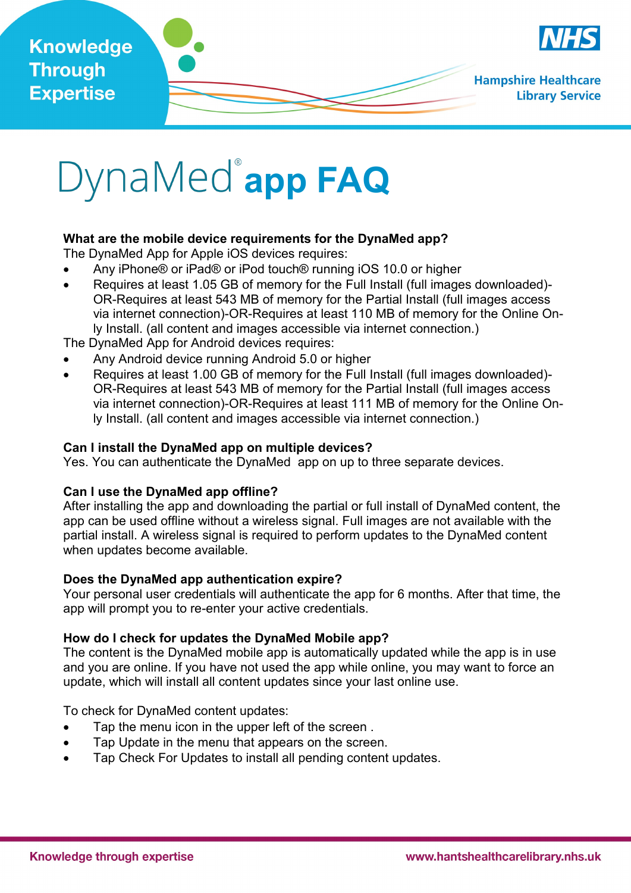# DynaMed® app FAQ

**What are the mobile device requirements for the DynaMed app?**

The DynaMed App for Apple iOS devices requires:

- Any iPhone® or iPad® or iPod touch® running iOS 10.0 or higher
- Requires at least 1.05 GB of memory for the Full Install (full images downloaded)-OR-Requires at least 543 MB of memory for the Partial Install (full images access via internet connection)-OR-Requires at least 110 MB of memory for the Online Only Install. (all content and images accessible via internet connection.)

The DynaMed App for Android devices requires:

- Any Android device running Android 5.0 or higher
- Requires at least 1.00 GB of memory for the Full Install (full images downloaded)-OR-Requires at least 543 MB of memory for the Partial Install (full images access via internet connection)-OR-Requires at least 111 MB of memory for the Online Only Install. (all content and images accessible via internet connection.)

**Can I install the DynaMed app on multiple devices?**

Yes. You can authenticate the DynaMed app on up to three separate devices.

**Can I use the DynaMed app offline?**

After installing the app and downloading the partial or full install of DynaMed content, the app can be used offline without a wireless signal. Full images are not available with the partial install. A wireless signal is required to perform updates to the DynaMed content when updates become available.

**Does the DynaMed app authentication expire?**

Your personal user credentials will authenticate the app for 6 months. After that time, the app will prompt you to re-enter your active credentials.

**How do I check for updates the DynaMed Mobile app?**

The content is the DynaMed mobile app is automatically updated while the app is in use and you are online. If you have not used the app while online, you may want to force an update, which will install all content updates since your last online use.

To check for DynaMed content updates:

- Tap the menu icon in the upper left of the screen .
- Tap Update in the menu that appears on the screen.
- Tap Check For Updates to install all pending content updates.